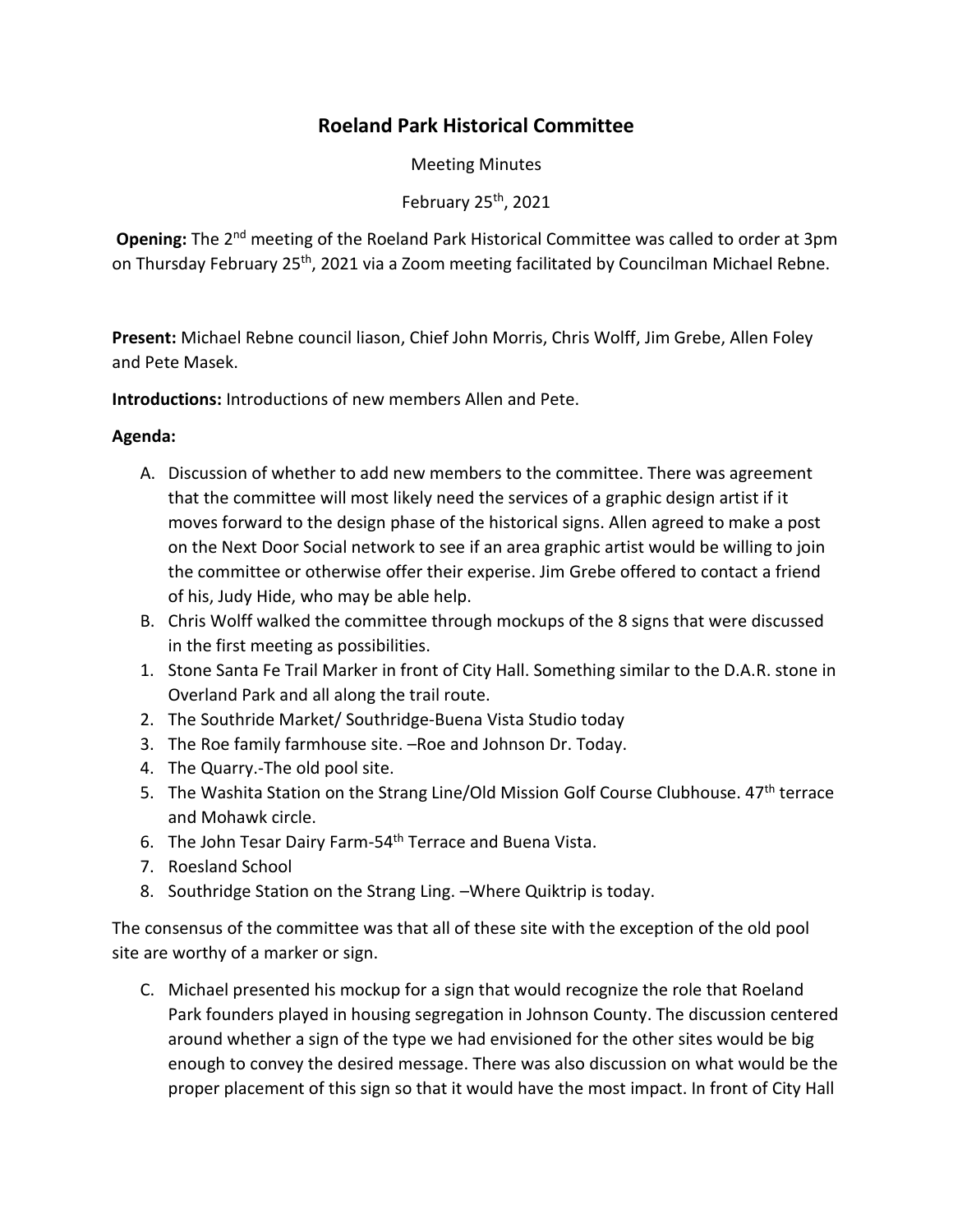# Roeland Park Historical Committee

Meeting Minutes

February 25th, 2021

**Opening:** The 2nd meeting of the Roeland Park Historical Committee was called to order at 3pm on Thursday February 25th, 2021 via a Zoom meeting facilitated by Councilman Michael Rebne.

**Present:** Michael Rebne council liason, Chief John Morris, Chris Wolff, Jim Grebe, Allen Foley and Pete Masek.

**Introductions:** Introductions of new members Allen and Pete.

**Agenda:**

A. Discussion of whether to add new members to the committee. There was agreement that the committee will most likely need the services of a graphic design artist if it moves forward to the design phase of the historical signs. Allen agreed to make a post on the Next Door Social network to see if an area graphic artist would be willing to join the committee or otherwise offer their experise. Jim Grebe offered to contact a friend of his, Judy Hide, who may be able help.

B. Chris Wolff walked the committee through mockups of the 8 signs that were discussed in the first meeting as possibilities.

1. Stone Santa Fe Trail Marker in front of City Hall. Something similar to the D.A.R. stone in Overland Park and all along the trail route.
2. The Southride Market/ Southridge-Buena Vista Studio today
3. The Roe family farmhouse site. –Roe and Johnson Dr. Today.
4. The Quarry.-The old pool site.
5. The Washita Station on the Strang Line/Old Mission Golf Course Clubhouse. 47th terrace and Mohawk circle.
6. The John Tesar Dairy Farm-54th Terrace and Buena Vista.
7. Roesland School
8. Southridge Station on the Strang Ling. –Where Quiktrip is today.

The consensus of the committee was that all of these site with the exception of the old pool site are worthy of a marker or sign.

C. Michael presented his mockup for a sign that would recognize the role that Roeland Park founders played in housing segregation in Johnson County. The discussion centered around whether a sign of the type we had envisioned for the other sites would be big enough to convey the desired message. There was also discussion on what would be the proper placement of this sign so that it would have the most impact. In front of City Hall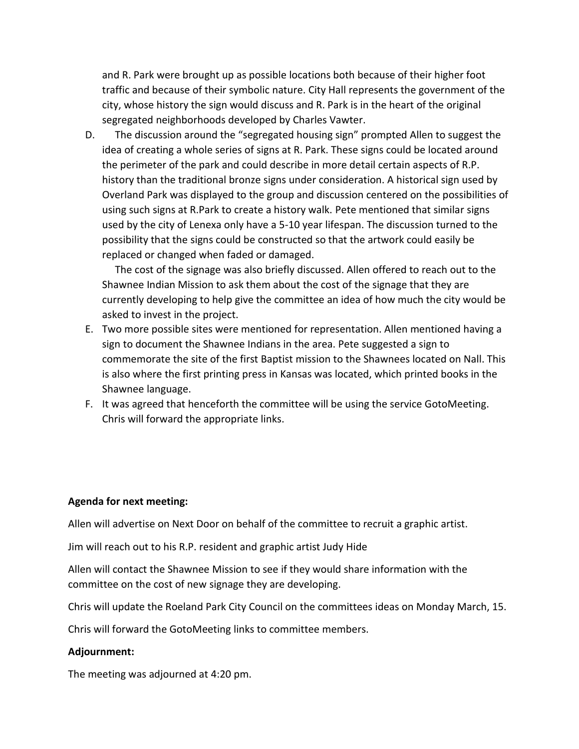and R. Park were brought up as possible locations both because of their higher foot traffic and because of their symbolic nature. City Hall represents the government of the city, whose history the sign would discuss and R. Park is in the heart of the original segregated neighborhoods developed by Charles Vawter.

D. The discussion around the "segregated housing sign" prompted Allen to suggest the idea of creating a whole series of signs at R. Park. These signs could be located around the perimeter of the park and could describe in more detail certain aspects of R.P. history than the traditional bronze signs under consideration. A historical sign used by Overland Park was displayed to the group and discussion centered on the possibilities of using such signs at R.Park to create a history walk. Pete mentioned that similar signs used by the city of Lenexa only have a 5-10 year lifespan. The discussion turned to the possibility that the signs could be constructed so that the artwork could easily be replaced or changed when faded or damaged.

   The cost of the signage was also briefly discussed. Allen offered to reach out to the Shawnee Indian Mission to ask them about the cost of the signage that they are currently developing to help give the committee an idea of how much the city would be asked to invest in the project.

E. Two more possible sites were mentioned for representation. Allen mentioned having a sign to document the Shawnee Indians in the area. Pete suggested a sign to commemorate the site of the first Baptist mission to the Shawnees located on Nall. This is also where the first printing press in Kansas was located, which printed books in the Shawnee language.

F. It was agreed that henceforth the committee will be using the service GotoMeeting. Chris will forward the appropriate links.

**Agenda for next meeting:**

Allen will advertise on Next Door on behalf of the committee to recruit a graphic artist.

Jim will reach out to his R.P. resident and graphic artist Judy Hide

Allen will contact the Shawnee Mission to see if they would share information with the committee on the cost of new signage they are developing.

Chris will update the Roeland Park City Council on the committees ideas on Monday March, 15.

Chris will forward the GotoMeeting links to committee members.

**Adjournment:**

The meeting was adjourned at 4:20 pm.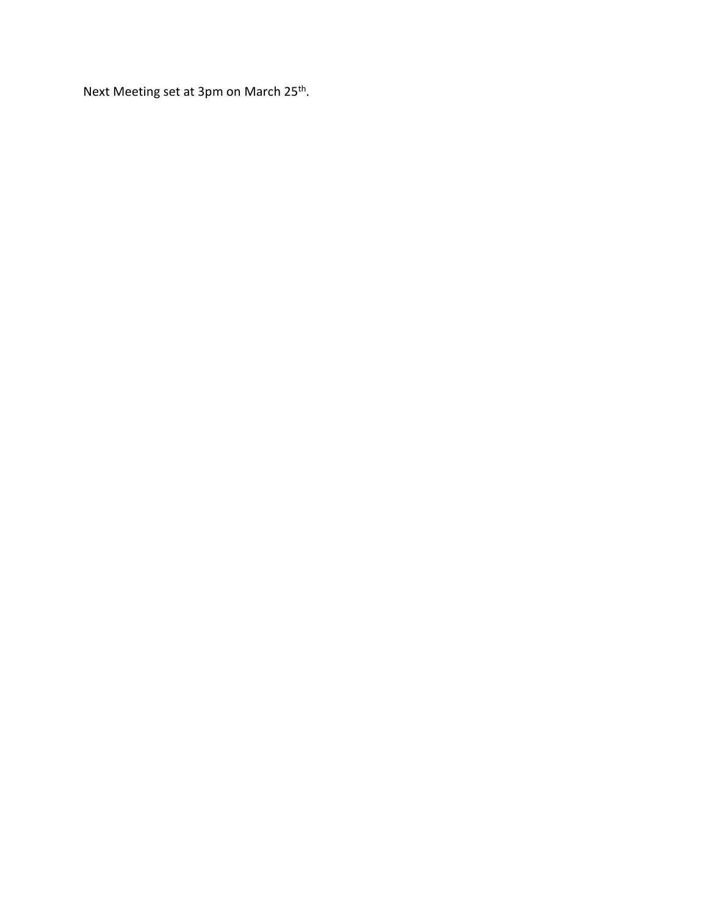Next Meeting set at 3pm on March 25th.